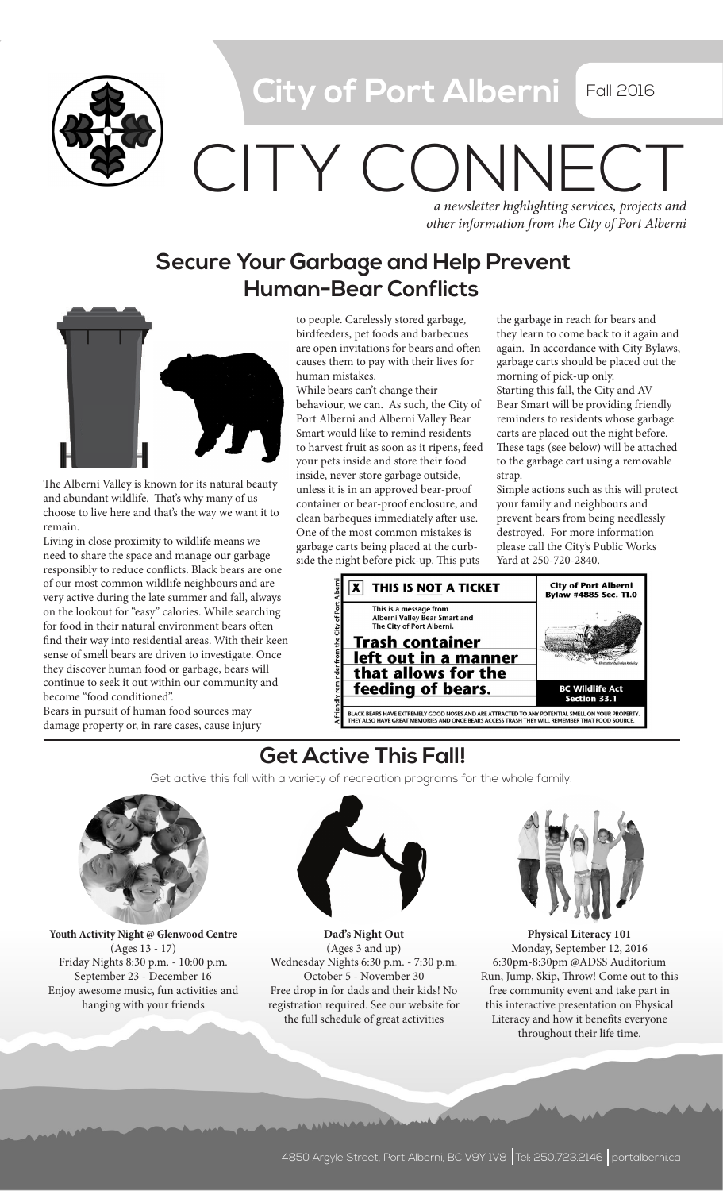# City of Port Alberni

Fall 2016

# CITY CONNECT

*a newsletter highlighting services, projects and other information from the City of Port Alberni*

## Secure Your Garbage and Help Prevent Human-Bear Conflicts

The Alberni Valley is known for its natural beauty and abundant wildlife. That's why many of us choose to live here and that's the way we want it to remain.

Living in close proximity to wildlife means we need to share the space and manage our garbage responsibly to reduce conflicts. Black bears are one of our most common wildlife neighbours and are very active during the late summer and fall, always on the lookout for "easy" calories. While searching for food in their natural environment bears often find their way into residential areas. With their keen sense of smell bears are driven to investigate. Once they discover human food or garbage, bears will continue to seek it out within our community and become "food conditioned".

Bears in pursuit of human food sources may damage property or, in rare cases, cause injury to people. Carelessly stored garbage, birdfeeders, pet foods and barbecues are open invitations for bears and often causes them to pay with their lives for human mistakes.

While bears can't change their behaviour, we can. As such, the City of Port Alberni and Alberni Valley Bear Smart would like to remind residents to harvest fruit as soon as it ripens, feed your pets inside and store their food inside, never store garbage outside, unless it is in an approved bear-proof container or bear-proof enclosure, and clean barbeques immediately after use.

One of the most common mistakes is garbage carts being placed at the curb-side the night before pick-up. This puts the garbage in reach for bears and they learn to come back to it again and again. In accordance with City Bylaws, garbage carts should be placed out the morning of pick-up only.

Starting this fall, the City and AV Bear Smart will be providing friendly reminders to residents whose garbage carts are placed out the night before. These tags (see below) will be attached to the garbage cart using a removable strap.

Simple actions such as this will protect your family and neighbours and prevent bears from being needlessly destroyed. For more information please call the City's Public Works Yard at 250-720-2840.

A friendly reminder from the City of Port Alberni

**X THIS IS NOT A TICKET**

This is a message from Alberni Valley Bear Smart and The City of Port Alberni.

**Trash container left out in a manner that allows for the feeding of bears.**

**City of Port Alberni Bylaw #4885 Sec. 11.0**

**BC Wildlife Act Section 33.1**

BLACK BEARS HAVE EXTREMELY GOOD NOSES AND ARE ATTRACTED TO ANY POTENTIAL SMELL ON YOUR PROPERTY. THEY ALSO HAVE GREAT MEMORIES AND ONCE BEARS ACCESS TRASH THEY WILL REMEMBER THAT FOOD SOURCE.

## Get Active This Fall!

Get active this fall with a variety of recreation programs for the whole family.

**Youth Activity Night @ Glenwood Centre**
(Ages 13 - 17)
Friday Nights 8:30 p.m. - 10:00 p.m.
September 23 - December 16
Enjoy awesome music, fun activities and hanging with your friends

**Dad's Night Out**
(Ages 3 and up)
Wednesday Nights 6:30 p.m. - 7:30 p.m.
October 5 - November 30
Free drop in for dads and their kids! No registration required. See our website for the full schedule of great activities

**Physical Literacy 101**
Monday, September 12, 2016
6:30pm-8:30pm @ADSS Auditorium
Run, Jump, Skip, Throw! Come out to this free community event and take part in this interactive presentation on Physical Literacy and how it benefits everyone throughout their life time.

4850 Argyle Street, Port Alberni, BC V9Y 1V8 | Tel: 250.723.2146 | portalberni.ca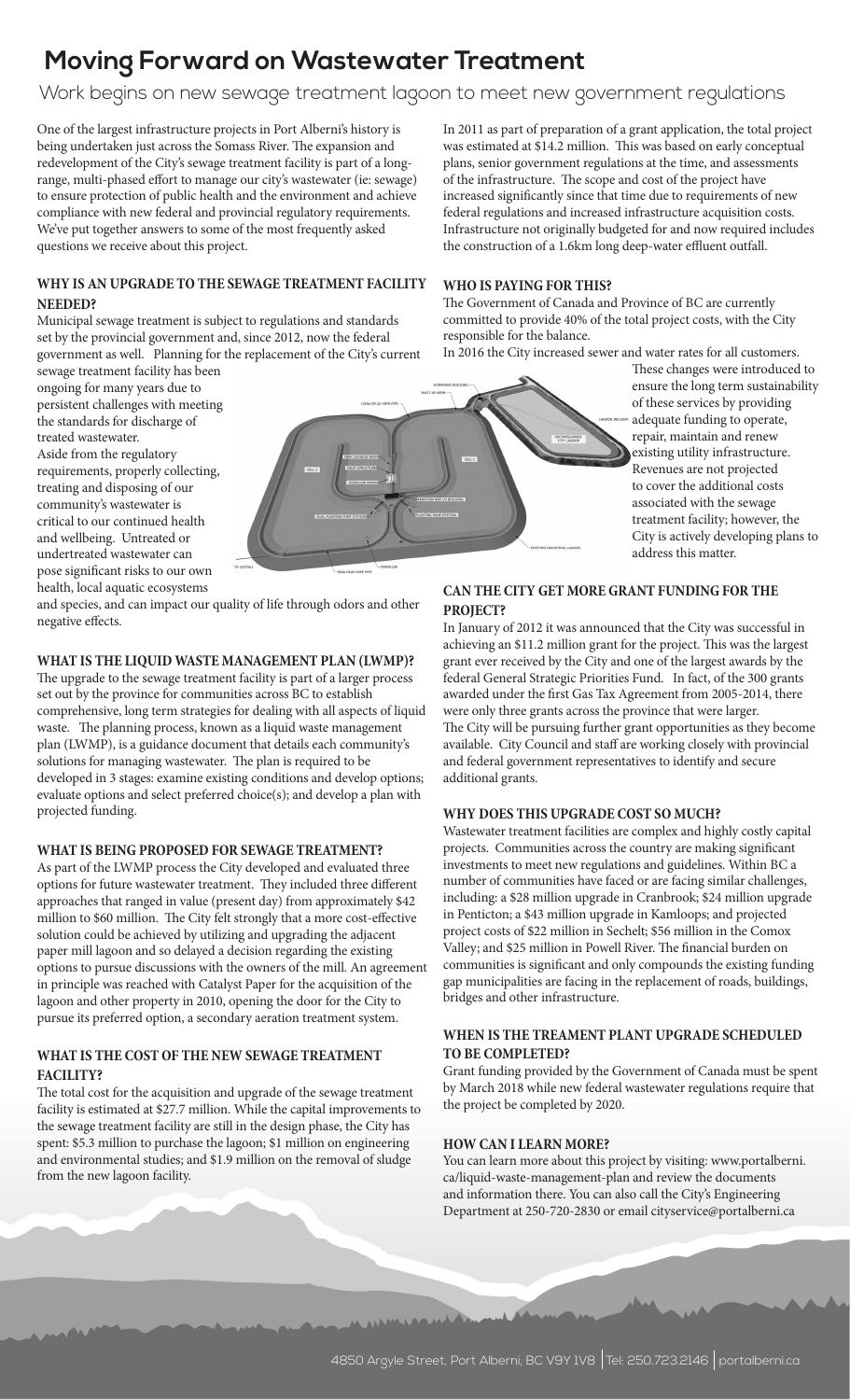# Moving Forward on Wastewater Treatment

Work begins on new sewage treatment lagoon to meet new government regulations

One of the largest infrastructure projects in Port Alberni's history is being undertaken just across the Somass River. The expansion and redevelopment of the City's sewage treatment facility is part of a long-range, multi-phased effort to manage our city's wastewater (ie: sewage) to ensure protection of public health and the environment and achieve compliance with new federal and provincial regulatory requirements. We've put together answers to some of the most frequently asked questions we receive about this project.

### WHY IS AN UPGRADE TO THE SEWAGE TREATMENT FACILITY NEEDED?

Municipal sewage treatment is subject to regulations and standards set by the provincial government and, since 2012, now the federal government as well. Planning for the replacement of the City's current sewage treatment facility has been ongoing for many years due to persistent challenges with meeting the standards for discharge of treated wastewater.

Aside from the regulatory requirements, properly collecting, treating and disposing of our community's wastewater is critical to our continued health and wellbeing. Untreated or undertreated wastewater can pose significant risks to our own health, local aquatic ecosystems and species, and can impact our quality of life through odors and other negative effects.

### WHAT IS THE LIQUID WASTE MANAGEMENT PLAN (LWMP)?

The upgrade to the sewage treatment facility is part of a larger process set out by the province for communities across BC to establish comprehensive, long term strategies for dealing with all aspects of liquid waste. The planning process, known as a liquid waste management plan (LWMP), is a guidance document that details each community's solutions for managing wastewater. The plan is required to be developed in 3 stages: examine existing conditions and develop options; evaluate options and select preferred choice(s); and develop a plan with projected funding.

### WHAT IS BEING PROPOSED FOR SEWAGE TREATMENT?

As part of the LWMP process the City developed and evaluated three options for future wastewater treatment. They included three different approaches that ranged in value (present day) from approximately $42 million to $60 million. The City felt strongly that a more cost-effective solution could be achieved by utilizing and upgrading the adjacent paper mill lagoon and so delayed a decision regarding the existing options to pursue discussions with the owners of the mill. An agreement in principle was reached with Catalyst Paper for the acquisition of the lagoon and other property in 2010, opening the door for the City to pursue its preferred option, a secondary aeration treatment system.

### WHAT IS THE COST OF THE NEW SEWAGE TREATMENT FACILITY?

The total cost for the acquisition and upgrade of the sewage treatment facility is estimated at $27.7 million. While the capital improvements to the sewage treatment facility are still in the design phase, the City has spent: $5.3 million to purchase the lagoon; $1 million on engineering and environmental studies; and $1.9 million on the removal of sludge from the new lagoon facility.

In 2011 as part of preparation of a grant application, the total project was estimated at $14.2 million. This was based on early conceptual plans, senior government regulations at the time, and assessments of the infrastructure. The scope and cost of the project have increased significantly since that time due to requirements of new federal regulations and increased infrastructure acquisition costs. Infrastructure not originally budgeted for and now required includes the construction of a 1.6km long deep-water effluent outfall.

### WHO IS PAYING FOR THIS?

The Government of Canada and Province of BC are currently committed to provide 40% of the total project costs, with the City responsible for the balance.

In 2016 the City increased sewer and water rates for all customers. These changes were introduced to ensure the long term sustainability of these services by providing adequate funding to operate, repair, maintain and renew existing utility infrastructure. Revenues are not projected to cover the additional costs associated with the sewage treatment facility; however, the City is actively developing plans to address this matter.

### CAN THE CITY GET MORE GRANT FUNDING FOR THE PROJECT?

In January of 2012 it was announced that the City was successful in achieving an $11.2 million grant for the project. This was the largest grant ever received by the City and one of the largest awards by the federal General Strategic Priorities Fund. In fact, of the 300 grants awarded under the first Gas Tax Agreement from 2005-2014, there were only three grants across the province that were larger.

The City will be pursuing further grant opportunities as they become available. City Council and staff are working closely with provincial and federal government representatives to identify and secure additional grants.

### WHY DOES THIS UPGRADE COST SO MUCH?

Wastewater treatment facilities are complex and highly costly capital projects. Communities across the country are making significant investments to meet new regulations and guidelines. Within BC a number of communities have faced or are facing similar challenges, including: a $28 million upgrade in Cranbrook; $24 million upgrade in Penticton; a $43 million upgrade in Kamloops; and projected project costs of $22 million in Sechelt; $56 million in the Comox Valley; and $25 million in Powell River. The financial burden on communities is significant and only compounds the existing funding gap municipalities are facing in the replacement of roads, buildings, bridges and other infrastructure.

### WHEN IS THE TREAMENT PLANT UPGRADE SCHEDULED TO BE COMPLETED?

Grant funding provided by the Government of Canada must be spent by March 2018 while new federal wastewater regulations require that the project be completed by 2020.

### HOW CAN I LEARN MORE?

You can learn more about this project by visiting: www.portalberni.ca/liquid-waste-management-plan and review the documents and information there. You can also call the City's Engineering Department at 250-720-2830 or email cityservice@portalberni.ca

4850 Argyle Street, Port Alberni, BC V9Y 1V8 | Tel: 250.723.2146 | portalberni.ca